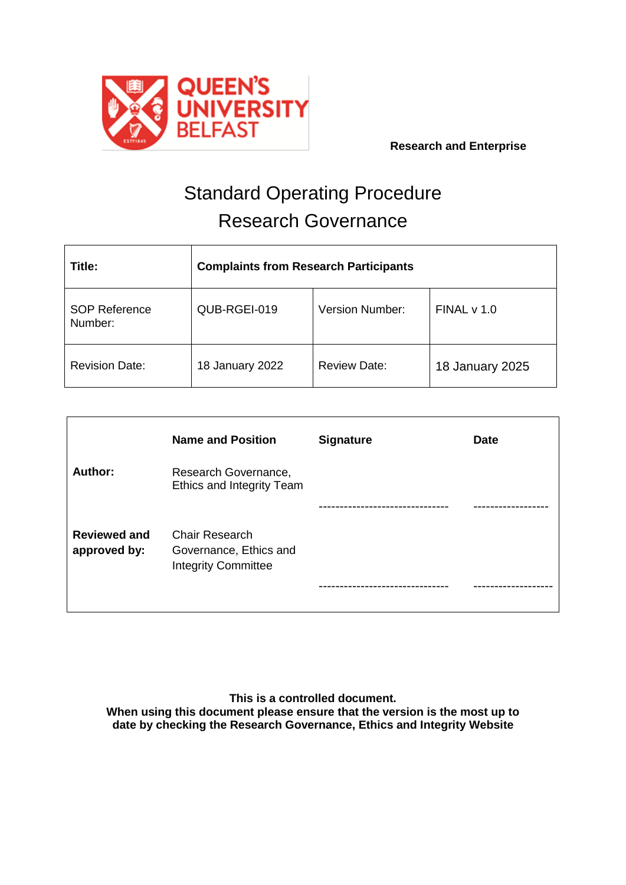QUEEN'S UNIVERSITY BELFAST

**Research and Enterprise**

# Standard Operating Procedure
# Research Governance

| **Title:** | **Complaints from Research Participants** | | |
|---|---|---|---|
| SOP Reference Number: | QUB-RGEI-019 | Version Number: | FINAL v 1.0 |
| Revision Date: | 18 January 2022 | Review Date: | 18 January 2025 |

| | **Name and Position** | **Signature** | **Date** |
|---|---|---|---|
| **Author:** | Research Governance, Ethics and Integrity Team | ------------------------------- | ------------------ |
| **Reviewed and approved by:** | Chair Research Governance, Ethics and Integrity Committee | ------------------------------- | ------------------- |

**This is a controlled document.**
**When using this document please ensure that the version is the most up to date by checking the Research Governance, Ethics and Integrity Website**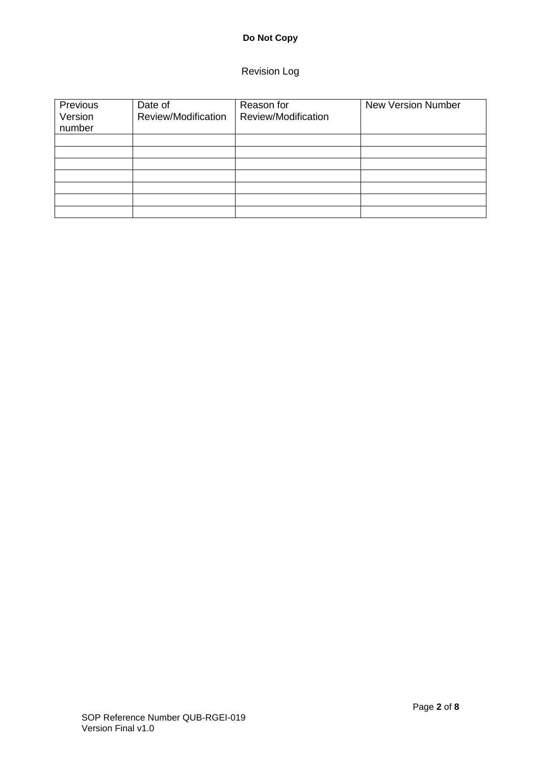## Revision Log

| Previous Version number | Date of Review/Modification | Reason for Review/Modification | New Version Number |
|---|---|---|---|
| | | | |
| | | | |
| | | | |
| | | | |
| | | | |
| | | | |
| | | | |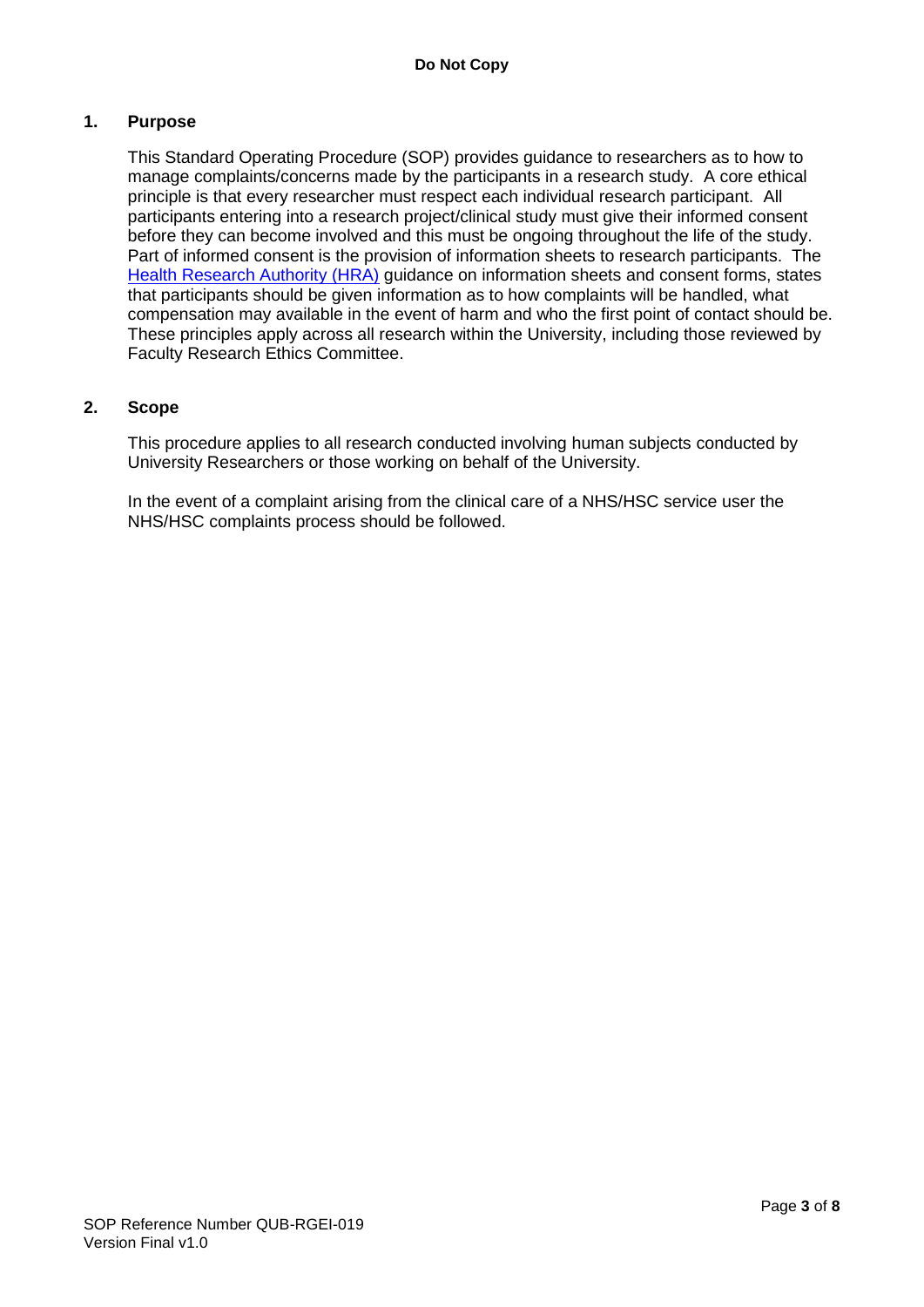## 1. Purpose

This Standard Operating Procedure (SOP) provides guidance to researchers as to how to manage complaints/concerns made by the participants in a research study. A core ethical principle is that every researcher must respect each individual research participant. All participants entering into a research project/clinical study must give their informed consent before they can become involved and this must be ongoing throughout the life of the study. Part of informed consent is the provision of information sheets to research participants. The Health Research Authority (HRA) guidance on information sheets and consent forms, states that participants should be given information as to how complaints will be handled, what compensation may available in the event of harm and who the first point of contact should be. These principles apply across all research within the University, including those reviewed by Faculty Research Ethics Committee.

## 2. Scope

This procedure applies to all research conducted involving human subjects conducted by University Researchers or those working on behalf of the University.

In the event of a complaint arising from the clinical care of a NHS/HSC service user the NHS/HSC complaints process should be followed.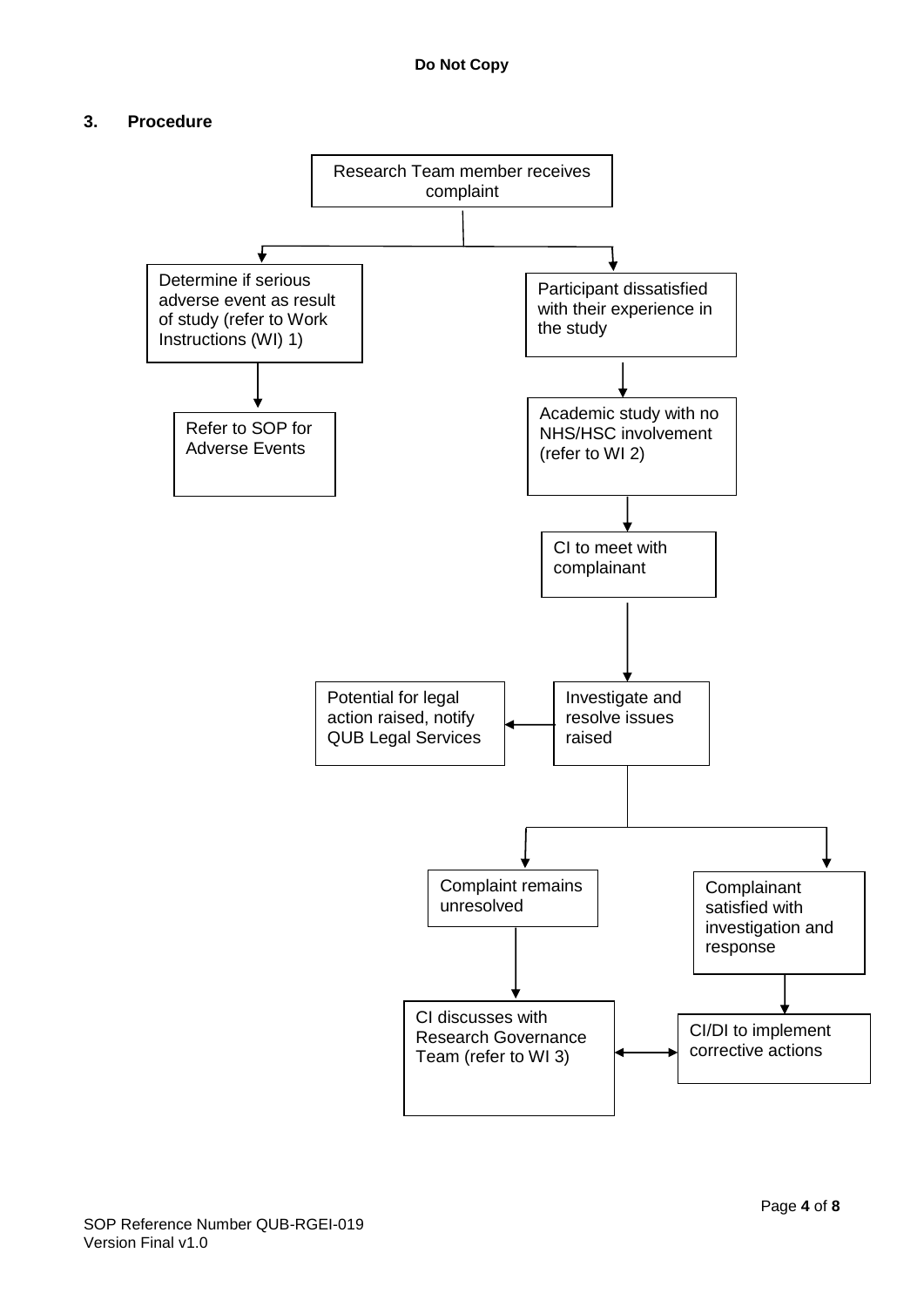**Do Not Copy**

## 3. Procedure

Research Team member receives complaint

Determine if serious adverse event as result of study (refer to Work Instructions (WI) 1)

Refer to SOP for Adverse Events

Participant dissatisfied with their experience in the study

Academic study with no NHS/HSC involvement (refer to WI 2)

CI to meet with complainant

Investigate and resolve issues raised

Potential for legal action raised, notify QUB Legal Services

Complaint remains unresolved

Complainant satisfied with investigation and response

CI discusses with Research Governance Team (refer to WI 3)

CI/DI to implement corrective actions

SOP Reference Number QUB-RGEI-019
Version Final v1.0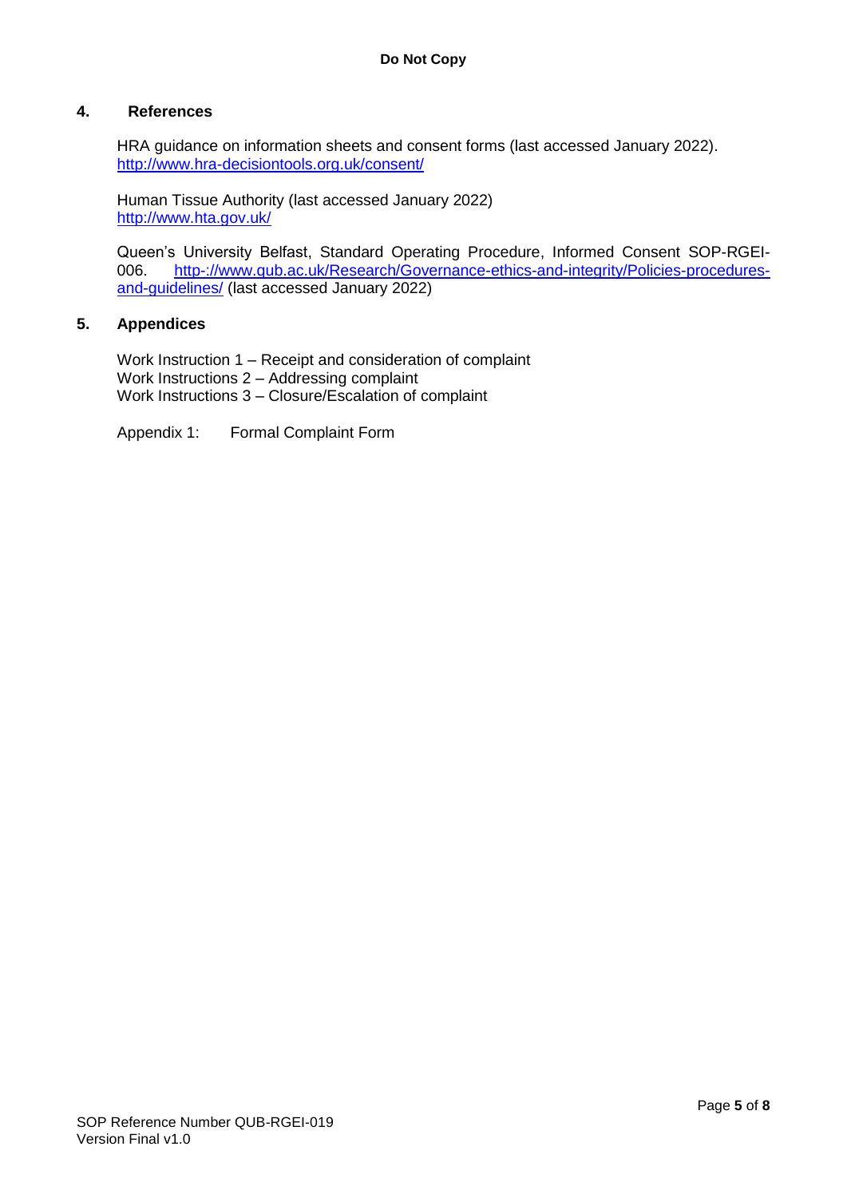## 4. References

HRA guidance on information sheets and consent forms (last accessed January 2022). http://www.hra-decisiontools.org.uk/consent/

Human Tissue Authority (last accessed January 2022) http://www.hta.gov.uk/

Queen's University Belfast, Standard Operating Procedure, Informed Consent SOP-RGEI-006. http-://www.qub.ac.uk/Research/Governance-ethics-and-integrity/Policies-procedures-and-guidelines/ (last accessed January 2022)

## 5. Appendices

Work Instruction 1 – Receipt and consideration of complaint
Work Instructions 2 – Addressing complaint
Work Instructions 3 – Closure/Escalation of complaint

Appendix 1: Formal Complaint Form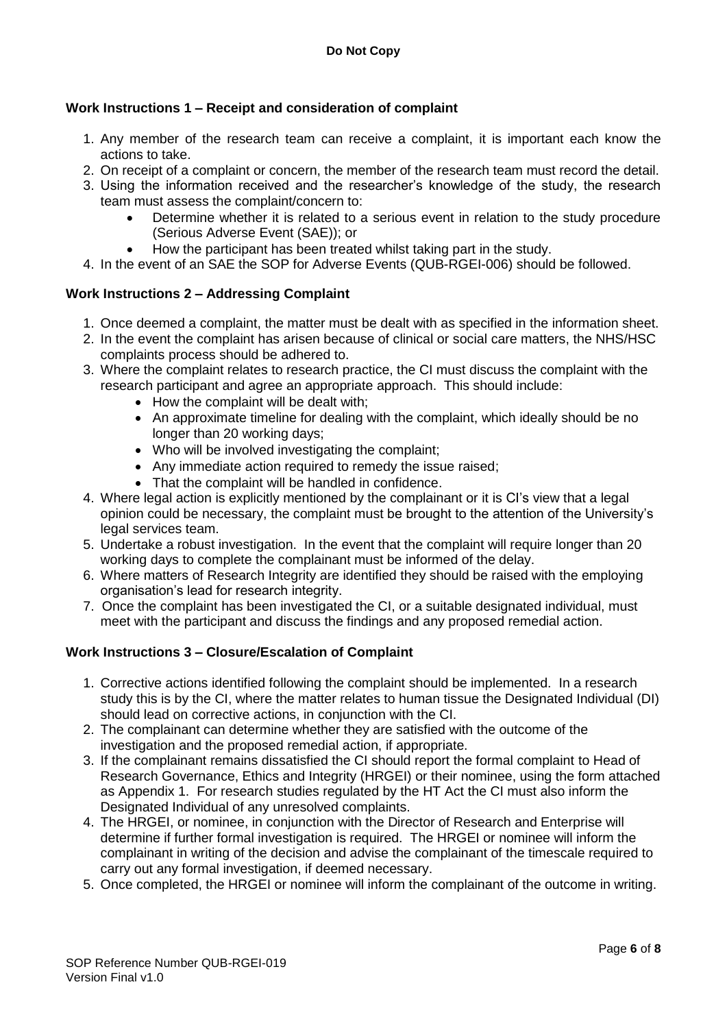**Do Not Copy**

## Work Instructions 1 – Receipt and consideration of complaint

1. Any member of the research team can receive a complaint, it is important each know the actions to take.
2. On receipt of a complaint or concern, the member of the research team must record the detail.
3. Using the information received and the researcher's knowledge of the study, the research team must assess the complaint/concern to:
   - Determine whether it is related to a serious event in relation to the study procedure (Serious Adverse Event (SAE)); or
   - How the participant has been treated whilst taking part in the study.
4. In the event of an SAE the SOP for Adverse Events (QUB-RGEI-006) should be followed.

## Work Instructions 2 – Addressing Complaint

1. Once deemed a complaint, the matter must be dealt with as specified in the information sheet.
2. In the event the complaint has arisen because of clinical or social care matters, the NHS/HSC complaints process should be adhered to.
3. Where the complaint relates to research practice, the CI must discuss the complaint with the research participant and agree an appropriate approach. This should include:
   - How the complaint will be dealt with;
   - An approximate timeline for dealing with the complaint, which ideally should be no longer than 20 working days;
   - Who will be involved investigating the complaint;
   - Any immediate action required to remedy the issue raised;
   - That the complaint will be handled in confidence.
4. Where legal action is explicitly mentioned by the complainant or it is CI's view that a legal opinion could be necessary, the complaint must be brought to the attention of the University's legal services team.
5. Undertake a robust investigation. In the event that the complaint will require longer than 20 working days to complete the complainant must be informed of the delay.
6. Where matters of Research Integrity are identified they should be raised with the employing organisation's lead for research integrity.
7. Once the complaint has been investigated the CI, or a suitable designated individual, must meet with the participant and discuss the findings and any proposed remedial action.

## Work Instructions 3 – Closure/Escalation of Complaint

1. Corrective actions identified following the complaint should be implemented. In a research study this is by the CI, where the matter relates to human tissue the Designated Individual (DI) should lead on corrective actions, in conjunction with the CI.
2. The complainant can determine whether they are satisfied with the outcome of the investigation and the proposed remedial action, if appropriate.
3. If the complainant remains dissatisfied the CI should report the formal complaint to Head of Research Governance, Ethics and Integrity (HRGEI) or their nominee, using the form attached as Appendix 1. For research studies regulated by the HT Act the CI must also inform the Designated Individual of any unresolved complaints.
4. The HRGEI, or nominee, in conjunction with the Director of Research and Enterprise will determine if further formal investigation is required. The HRGEI or nominee will inform the complainant in writing of the decision and advise the complainant of the timescale required to carry out any formal investigation, if deemed necessary.
5. Once completed, the HRGEI or nominee will inform the complainant of the outcome in writing.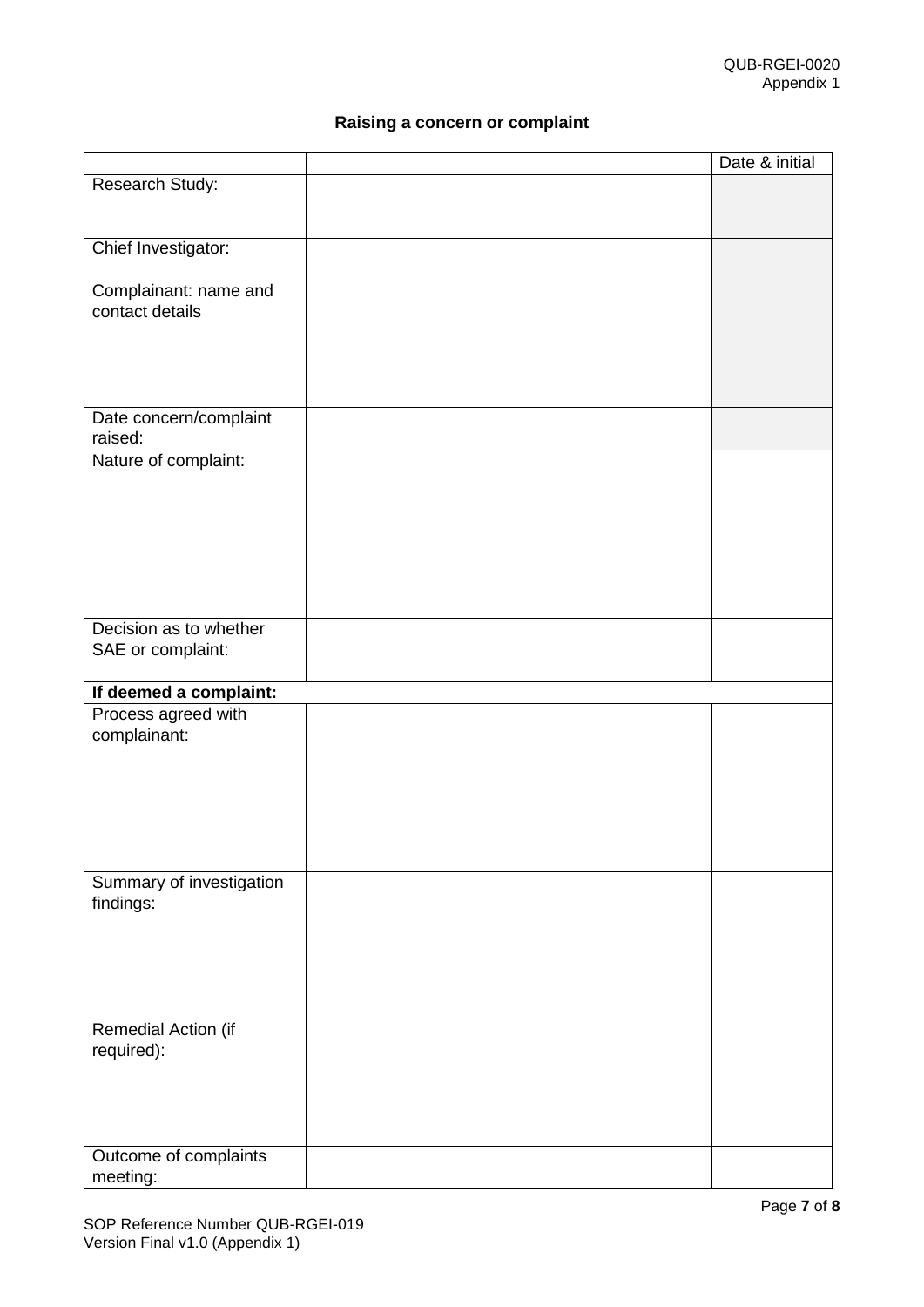### Raising a concern or complaint

| | | Date & initial |
|---|---|---|
| Research Study: | | |
| Chief Investigator: | | |
| Complainant: name and contact details | | |
| Date concern/complaint raised: | | |
| Nature of complaint: | | |
| Decision as to whether SAE or complaint: | | |
| **If deemed a complaint:** | | |
| Process agreed with complainant: | | |
| Summary of investigation findings: | | |
| Remedial Action (if required): | | |
| Outcome of complaints meeting: | | |

SOP Reference Number QUB-RGEI-019
Version Final v1.0 (Appendix 1)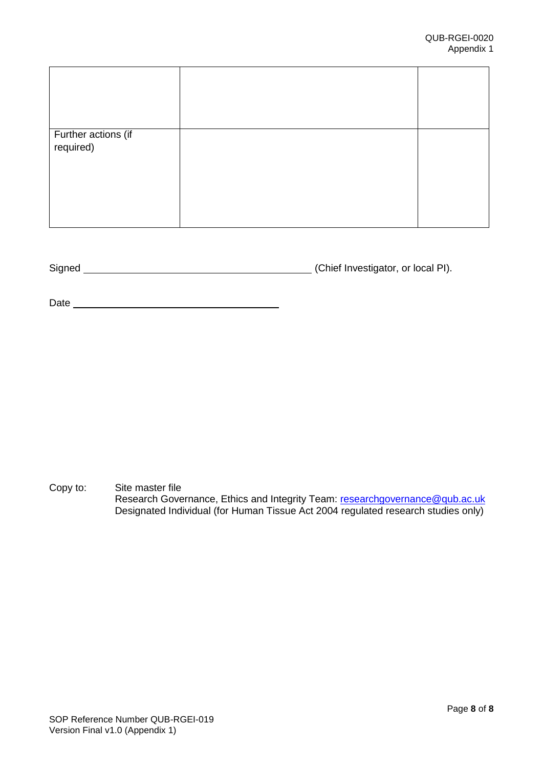| | | |
|---|---|---|
| | | |
| Further actions (if required) | | |

Signed ________________________________________ (Chief Investigator, or local PI).

Date ____________________________________

Copy to: Site master file
Research Governance, Ethics and Integrity Team: researchgovernance@qub.ac.uk
Designated Individual (for Human Tissue Act 2004 regulated research studies only)